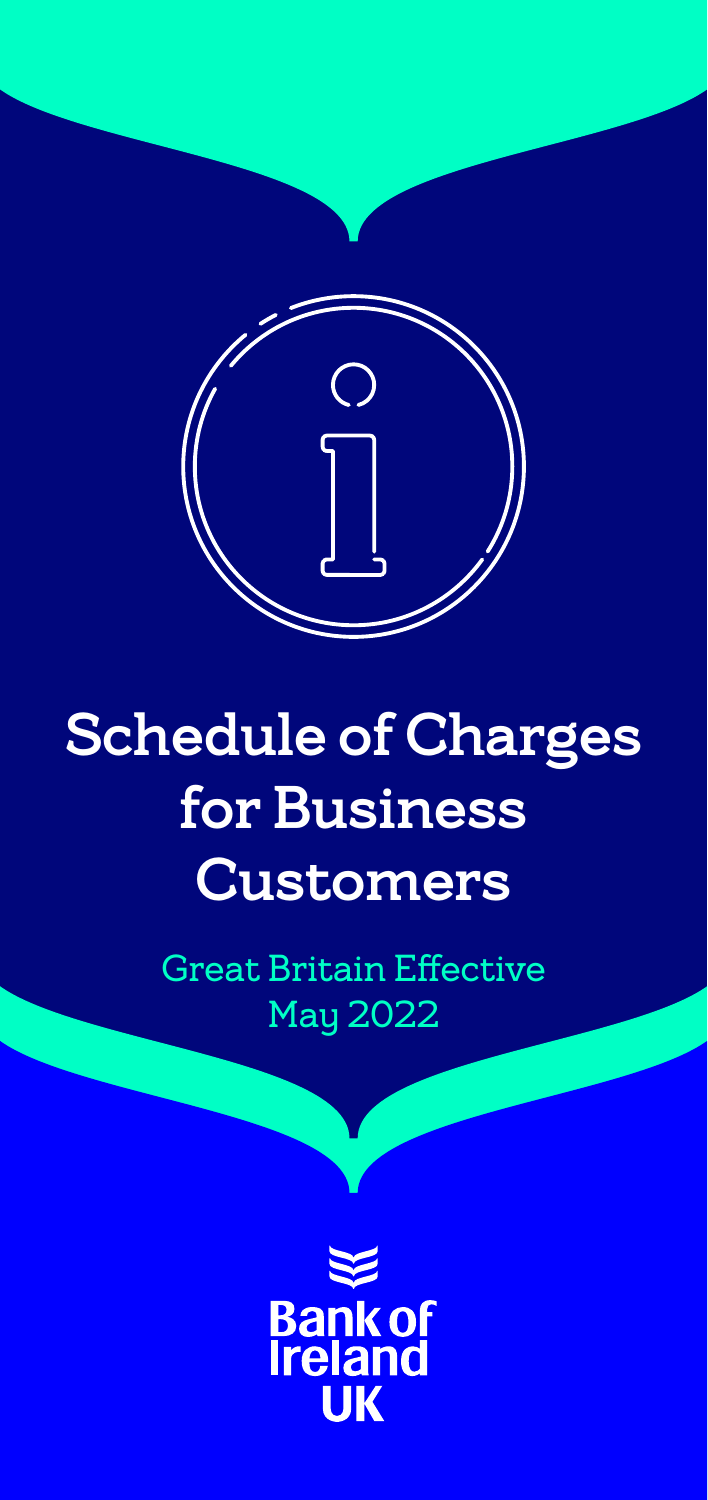# Schedule of Charges for Business Customers

Great Britain Effective May 2022

Bank of Ireland UK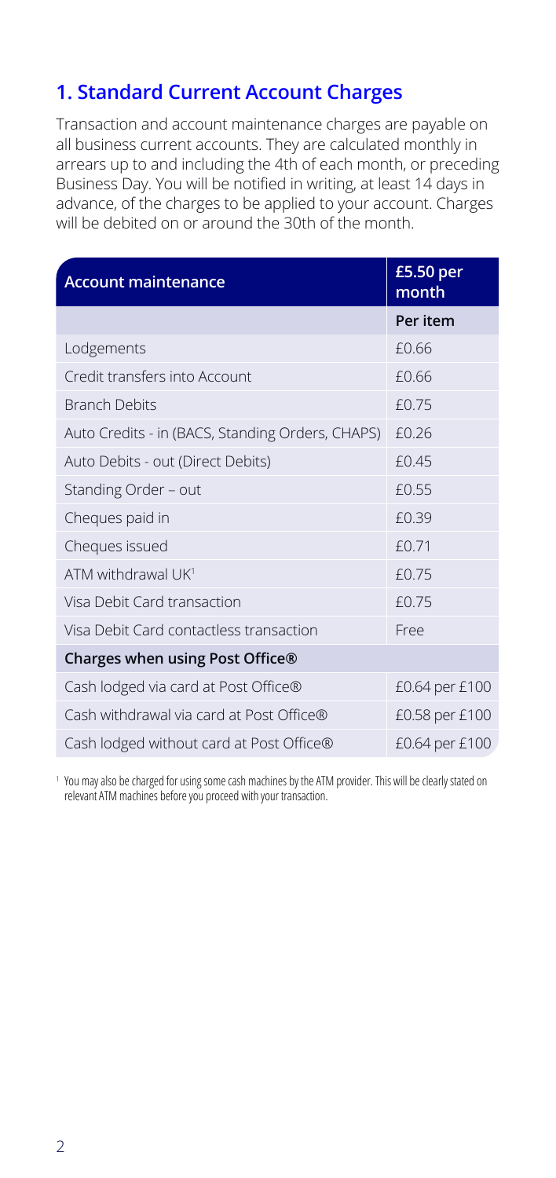## 1. Standard Current Account Charges

Transaction and account maintenance charges are payable on all business current accounts. They are calculated monthly in arrears up to and including the 4th of each month, or preceding Business Day. You will be notified in writing, at least 14 days in advance, of the charges to be applied to your account. Charges will be debited on or around the 30th of the month.

| Account maintenance | £5.50 per month |
|---|---|
| | **Per item** |
| Lodgements | £0.66 |
| Credit transfers into Account | £0.66 |
| Branch Debits | £0.75 |
| Auto Credits - in (BACS, Standing Orders, CHAPS) | £0.26 |
| Auto Debits - out (Direct Debits) | £0.45 |
| Standing Order – out | £0.55 |
| Cheques paid in | £0.39 |
| Cheques issued | £0.71 |
| ATM withdrawal UK[1] | £0.75 |
| Visa Debit Card transaction | £0.75 |
| Visa Debit Card contactless transaction | Free |
| **Charges when using Post Office®** | |
| Cash lodged via card at Post Office® | £0.64 per £100 |
| Cash withdrawal via card at Post Office® | £0.58 per £100 |
| Cash lodged without card at Post Office® | £0.64 per £100 |

[1] You may also be charged for using some cash machines by the ATM provider. This will be clearly stated on relevant ATM machines before you proceed with your transaction.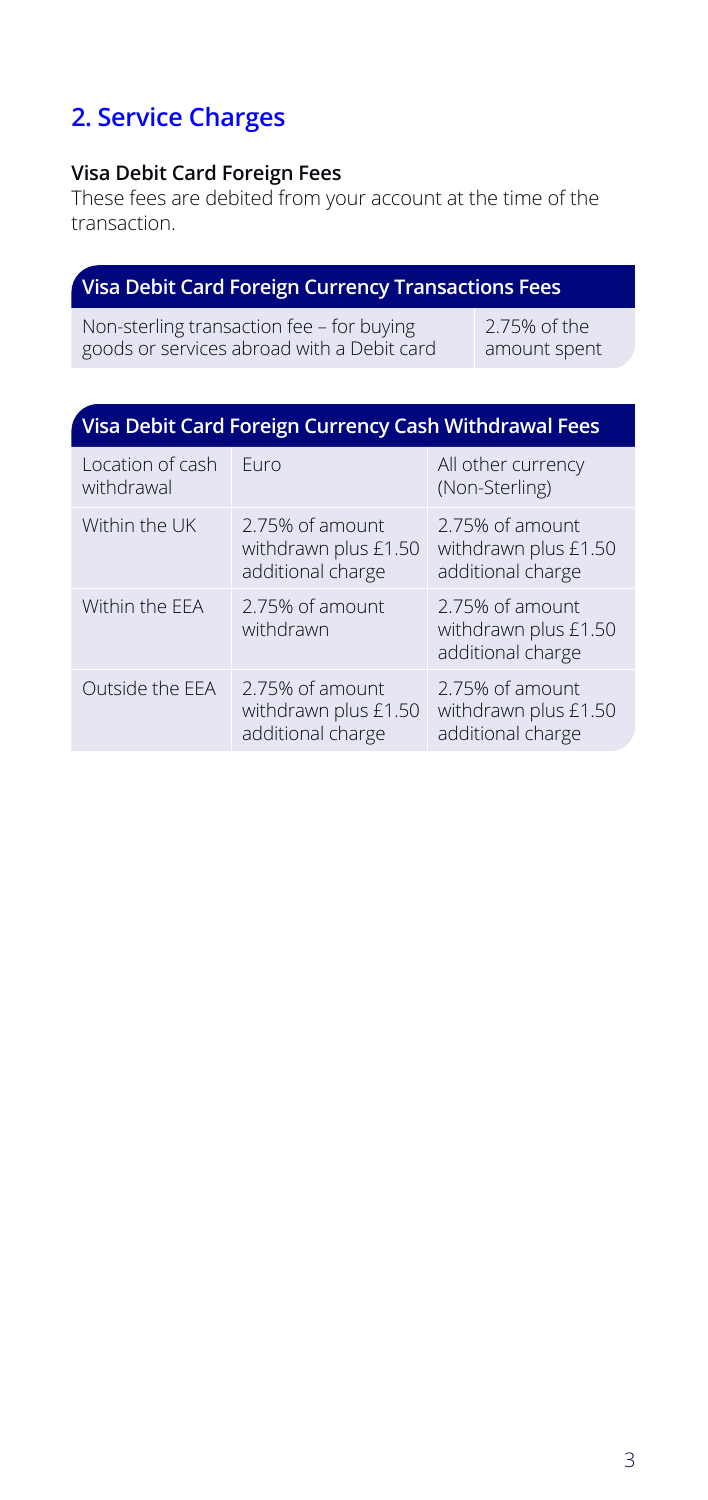## 2. Service Charges

**Visa Debit Card Foreign Fees**

These fees are debited from your account at the time of the transaction.

| Visa Debit Card Foreign Currency Transactions Fees | |
|---|---|
| Non-sterling transaction fee – for buying goods or services abroad with a Debit card | 2.75% of the amount spent |

| Visa Debit Card Foreign Currency Cash Withdrawal Fees | | |
|---|---|---|
| Location of cash withdrawal | Euro | All other currency (Non-Sterling) |
| Within the UK | 2.75% of amount withdrawn plus £1.50 additional charge | 2.75% of amount withdrawn plus £1.50 additional charge |
| Within the EEA | 2.75% of amount withdrawn | 2.75% of amount withdrawn plus £1.50 additional charge |
| Outside the EEA | 2.75% of amount withdrawn plus £1.50 additional charge | 2.75% of amount withdrawn plus £1.50 additional charge |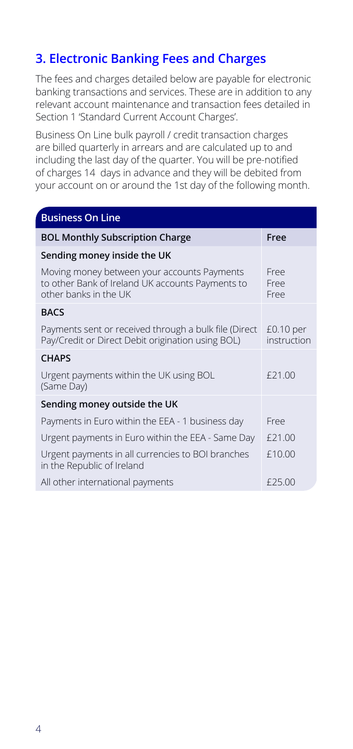## 3. Electronic Banking Fees and Charges

The fees and charges detailed below are payable for electronic banking transactions and services. These are in addition to any relevant account maintenance and transaction fees detailed in Section 1 'Standard Current Account Charges'.

Business On Line bulk payroll / credit transaction charges are billed quarterly in arrears and are calculated up to and including the last day of the quarter. You will be pre-notified of charges 14 days in advance and they will be debited from your account on or around the 1st day of the following month.

| Business On Line | |
|---|---|
| **BOL Monthly Subscription Charge** | **Free** |
| **Sending money inside the UK** | |
| Moving money between your accounts Payments to other Bank of Ireland UK accounts Payments to other banks in the UK | Free Free Free |
| **BACS** | |
| Payments sent or received through a bulk file (Direct Pay/Credit or Direct Debit origination using BOL) | £0.10 per instruction |
| **CHAPS** | |
| Urgent payments within the UK using BOL (Same Day) | £21.00 |
| **Sending money outside the UK** | |
| Payments in Euro within the EEA - 1 business day | Free |
| Urgent payments in Euro within the EEA - Same Day | £21.00 |
| Urgent payments in all currencies to BOI branches in the Republic of Ireland | £10.00 |
| All other international payments | £25.00 |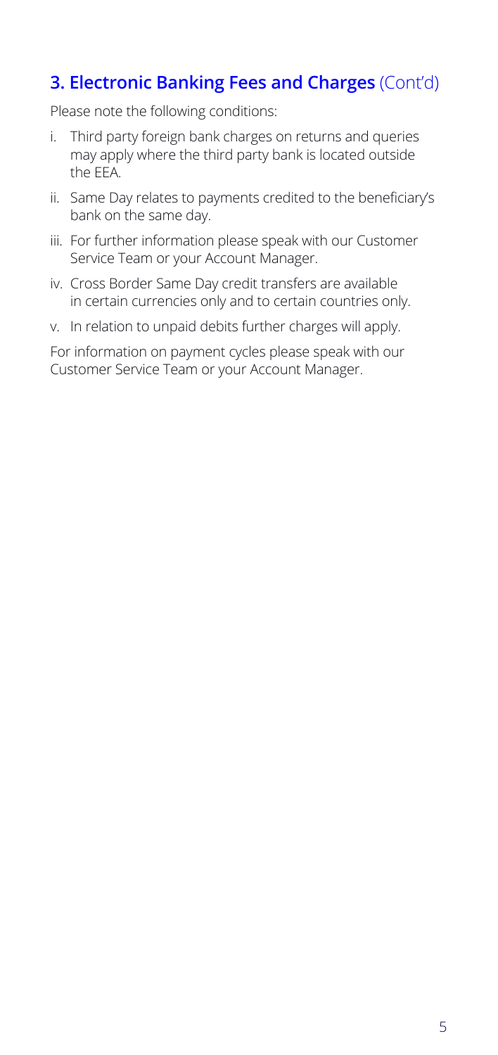## **3. Electronic Banking Fees and Charges** (Cont'd)

Please note the following conditions:

i. Third party foreign bank charges on returns and queries may apply where the third party bank is located outside the EEA.

ii. Same Day relates to payments credited to the beneficiary's bank on the same day.

iii. For further information please speak with our Customer Service Team or your Account Manager.

iv. Cross Border Same Day credit transfers are available in certain currencies only and to certain countries only.

v. In relation to unpaid debits further charges will apply.

For information on payment cycles please speak with our Customer Service Team or your Account Manager.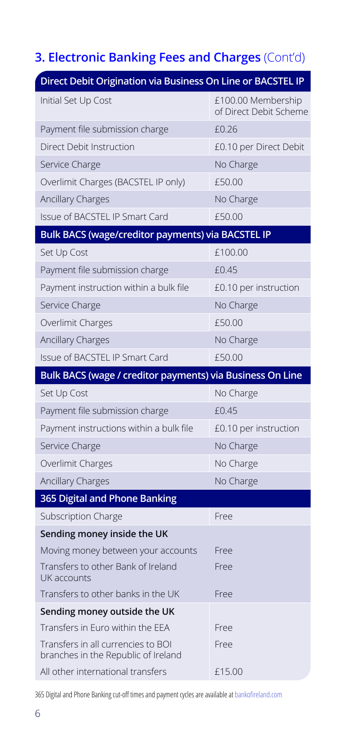## 3. Electronic Banking Fees and Charges (Cont'd)

| Direct Debit Origination via Business On Line or BACSTEL IP | |
|---|---|
| Initial Set Up Cost | £100.00 Membership of Direct Debit Scheme |
| Payment file submission charge | £0.26 |
| Direct Debit Instruction | £0.10 per Direct Debit |
| Service Charge | No Charge |
| Overlimit Charges (BACSTEL IP only) | £50.00 |
| Ancillary Charges | No Charge |
| Issue of BACSTEL IP Smart Card | £50.00 |

| Bulk BACS (wage/creditor payments) via BACSTEL IP | |
|---|---|
| Set Up Cost | £100.00 |
| Payment file submission charge | £0.45 |
| Payment instruction within a bulk file | £0.10 per instruction |
| Service Charge | No Charge |
| Overlimit Charges | £50.00 |
| Ancillary Charges | No Charge |
| Issue of BACSTEL IP Smart Card | £50.00 |

| Bulk BACS (wage / creditor payments) via Business On Line | |
|---|---|
| Set Up Cost | No Charge |
| Payment file submission charge | £0.45 |
| Payment instructions within a bulk file | £0.10 per instruction |
| Service Charge | No Charge |
| Overlimit Charges | No Charge |
| Ancillary Charges | No Charge |

| 365 Digital and Phone Banking | |
|---|---|
| Subscription Charge | Free |
| **Sending money inside the UK** | |
| Moving money between your accounts | Free |
| Transfers to other Bank of Ireland UK accounts | Free |
| Transfers to other banks in the UK | Free |
| **Sending money outside the UK** | |
| Transfers in Euro within the EEA | Free |
| Transfers in all currencies to BOI branches in the Republic of Ireland | Free |
| All other international transfers | £15.00 |

365 Digital and Phone Banking cut-off times and payment cycles are available at bankofireland.com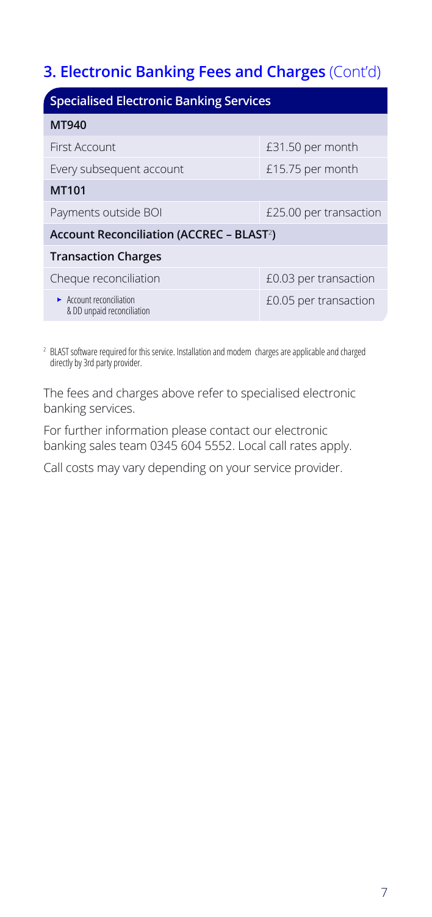## 3. Electronic Banking Fees and Charges (Cont'd)

| Specialised Electronic Banking Services | |
|---|---|
| **MT940** | |
| First Account | £31.50 per month |
| Every subsequent account | £15.75 per month |
| **MT101** | |
| Payments outside BOI | £25.00 per transaction |
| **Account Reconciliation (ACCREC – BLAST[2])** | |
| **Transaction Charges** | |
| Cheque reconciliation | £0.03 per transaction |
| ► Account reconciliation & DD unpaid reconciliation | £0.05 per transaction |

[2] BLAST software required for this service. Installation and modem charges are applicable and charged directly by 3rd party provider.

The fees and charges above refer to specialised electronic banking services.

For further information please contact our electronic banking sales team 0345 604 5552. Local call rates apply.

Call costs may vary depending on your service provider.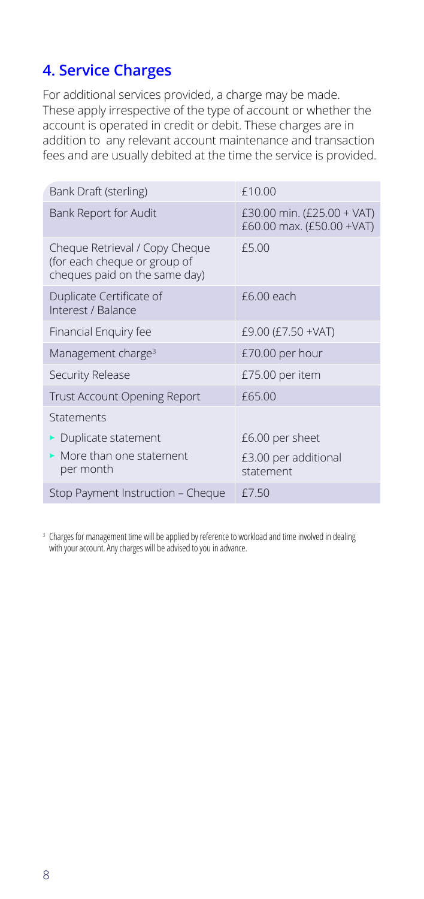## 4. Service Charges

For additional services provided, a charge may be made. These apply irrespective of the type of account or whether the account is operated in credit or debit. These charges are in addition to any relevant account maintenance and transaction fees and are usually debited at the time the service is provided.

| Service | Charge |
|---|---|
| Bank Draft (sterling) | £10.00 |
| Bank Report for Audit | £30.00 min. (£25.00 + VAT) £60.00 max. (£50.00 +VAT) |
| Cheque Retrieval / Copy Cheque (for each cheque or group of cheques paid on the same day) | £5.00 |
| Duplicate Certificate of Interest / Balance | £6.00 each |
| Financial Enquiry fee | £9.00 (£7.50 +VAT) |
| Management charge[3] | £70.00 per hour |
| Security Release | £75.00 per item |
| Trust Account Opening Report | £65.00 |
| Statements | |
| ▸ Duplicate statement | £6.00 per sheet |
| ▸ More than one statement per month | £3.00 per additional statement |
| Stop Payment Instruction – Cheque | £7.50 |

[3] Charges for management time will be applied by reference to workload and time involved in dealing with your account. Any charges will be advised to you in advance.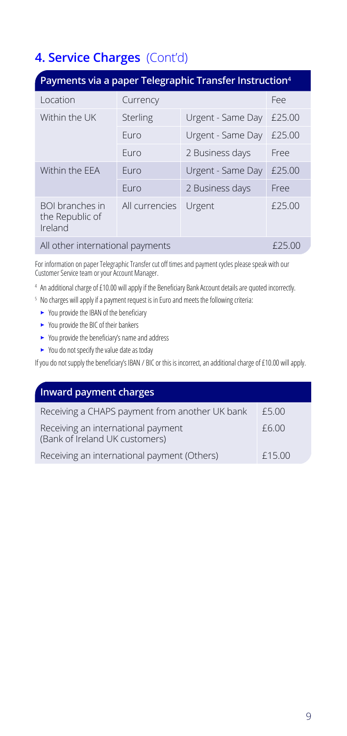## 4. Service Charges (Cont'd)

### Payments via a paper Telegraphic Transfer Instruction[4]

| Location | Currency | | Fee |
|---|---|---|---|
| Within the UK | Sterling | Urgent - Same Day | £25.00 |
| | Euro | Urgent - Same Day | £25.00 |
| | Euro | 2 Business days | Free |
| Within the EEA | Euro | Urgent - Same Day | £25.00 |
| | Euro | 2 Business days | Free |
| BOI branches in the Republic of Ireland | All currencies | Urgent | £25.00 |
| All other international payments | | | £25.00 |

For information on paper Telegraphic Transfer cut off times and payment cycles please speak with our Customer Service team or your Account Manager.

[4] An additional charge of £10.00 will apply if the Beneficiary Bank Account details are quoted incorrectly.

[5] No charges will apply if a payment request is in Euro and meets the following criteria:

- You provide the IBAN of the beneficiary
- You provide the BIC of their bankers
- You provide the beneficiary's name and address
- You do not specify the value date as today

If you do not supply the beneficiary's IBAN / BIC or this is incorrect, an additional charge of £10.00 will apply.

### Inward payment charges

| Inward payment charges | |
|---|---|
| Receiving a CHAPS payment from another UK bank | £5.00 |
| Receiving an international payment (Bank of Ireland UK customers) | £6.00 |
| Receiving an international payment (Others) | £15.00 |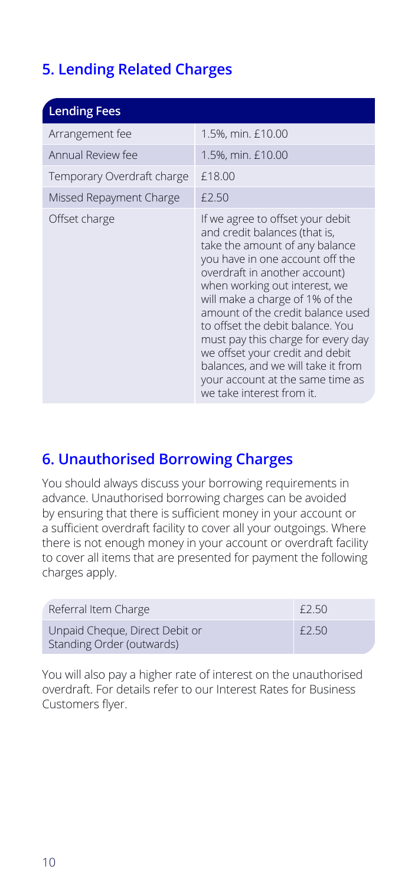## 5. Lending Related Charges

| Lending Fees | |
|---|---|
| Arrangement fee | 1.5%, min. £10.00 |
| Annual Review fee | 1.5%, min. £10.00 |
| Temporary Overdraft charge | £18.00 |
| Missed Repayment Charge | £2.50 |
| Offset charge | If we agree to offset your debit and credit balances (that is, take the amount of any balance you have in one account off the overdraft in another account) when working out interest, we will make a charge of 1% of the amount of the credit balance used to offset the debit balance. You must pay this charge for every day we offset your credit and debit balances, and we will take it from your account at the same time as we take interest from it. |

## 6. Unauthorised Borrowing Charges

You should always discuss your borrowing requirements in advance. Unauthorised borrowing charges can be avoided by ensuring that there is sufficient money in your account or a sufficient overdraft facility to cover all your outgoings. Where there is not enough money in your account or overdraft facility to cover all items that are presented for payment the following charges apply.

| | |
|---|---|
| Referral Item Charge | £2.50 |
| Unpaid Cheque, Direct Debit or Standing Order (outwards) | £2.50 |

You will also pay a higher rate of interest on the unauthorised overdraft. For details refer to our Interest Rates for Business Customers flyer.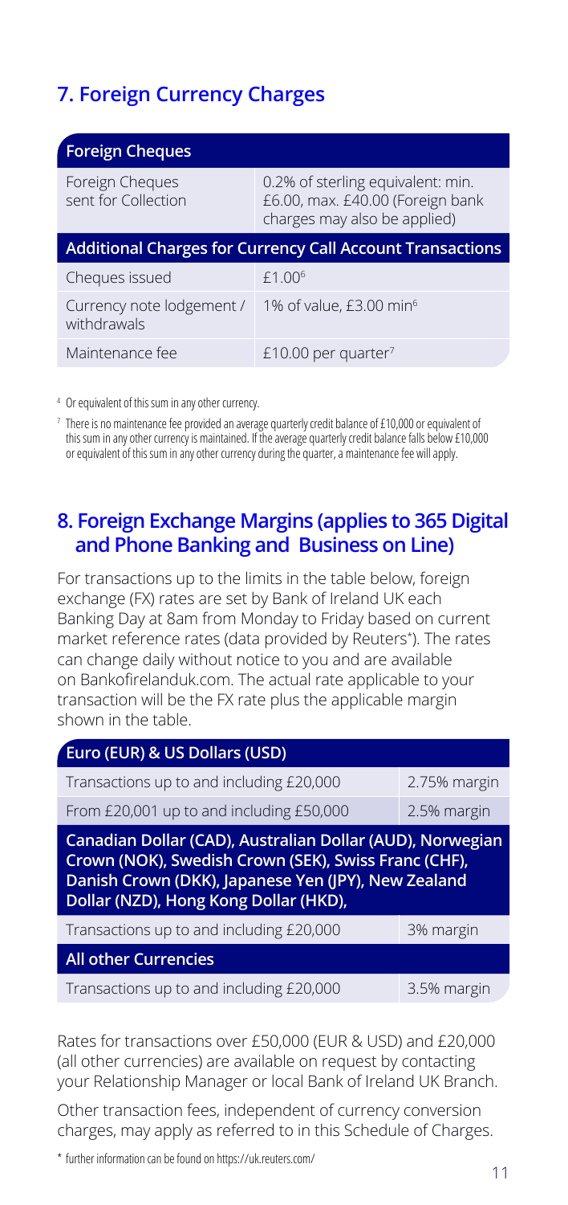## 7. Foreign Currency Charges

| Foreign Cheques | |
|---|---|
| Foreign Cheques sent for Collection | 0.2% of sterling equivalent: min. £6.00, max. £40.00 (Foreign bank charges may also be applied) |
| **Additional Charges for Currency Call Account Transactions** | |
| Cheques issued | £1.00[6] |
| Currency note lodgement / withdrawals | 1% of value, £3.00 min[6] |
| Maintenance fee | £10.00 per quarter[7] |

[4] Or equivalent of this sum in any other currency.

[7] There is no maintenance fee provided an average quarterly credit balance of £10,000 or equivalent of this sum in any other currency is maintained. If the average quarterly credit balance falls below £10,000 or equivalent of this sum in any other currency during the quarter, a maintenance fee will apply.

## 8. Foreign Exchange Margins (applies to 365 Digital and Phone Banking and Business on Line)

For transactions up to the limits in the table below, foreign exchange (FX) rates are set by Bank of Ireland UK each Banking Day at 8am from Monday to Friday based on current market reference rates (data provided by Reuters*). The rates can change daily without notice to you and are available on Bankofirelanduk.com. The actual rate applicable to your transaction will be the FX rate plus the applicable margin shown in the table.

| Euro (EUR) & US Dollars (USD) | |
|---|---|
| Transactions up to and including £20,000 | 2.75% margin |
| From £20,001 up to and including £50,000 | 2.5% margin |
| **Canadian Dollar (CAD), Australian Dollar (AUD), Norwegian Crown (NOK), Swedish Crown (SEK), Swiss Franc (CHF), Danish Crown (DKK), Japanese Yen (JPY), New Zealand Dollar (NZD), Hong Kong Dollar (HKD),** | |
| Transactions up to and including £20,000 | 3% margin |
| **All other Currencies** | |
| Transactions up to and including £20,000 | 3.5% margin |

Rates for transactions over £50,000 (EUR & USD) and £20,000 (all other currencies) are available on request by contacting your Relationship Manager or local Bank of Ireland UK Branch.

Other transaction fees, independent of currency conversion charges, may apply as referred to in this Schedule of Charges.

* further information can be found on https://uk.reuters.com/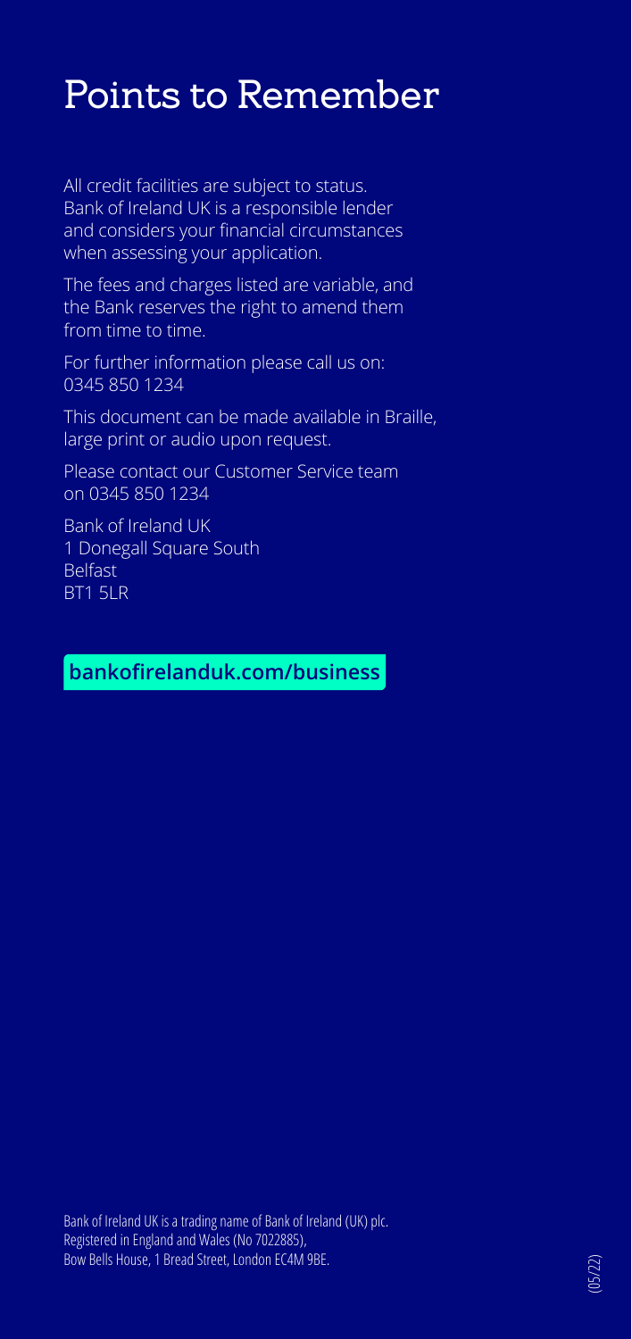# Points to Remember

All credit facilities are subject to status. Bank of Ireland UK is a responsible lender and considers your financial circumstances when assessing your application.

The fees and charges listed are variable, and the Bank reserves the right to amend them from time to time.

For further information please call us on: 0345 850 1234

This document can be made available in Braille, large print or audio upon request.

Please contact our Customer Service team on 0345 850 1234

Bank of Ireland UK
1 Donegall Square South
Belfast
BT1 5LR

**bankofirelanduk.com/business**

Bank of Ireland UK is a trading name of Bank of Ireland (UK) plc. Registered in England and Wales (No 7022885), Bow Bells House, 1 Bread Street, London EC4M 9BE.

(05/22)